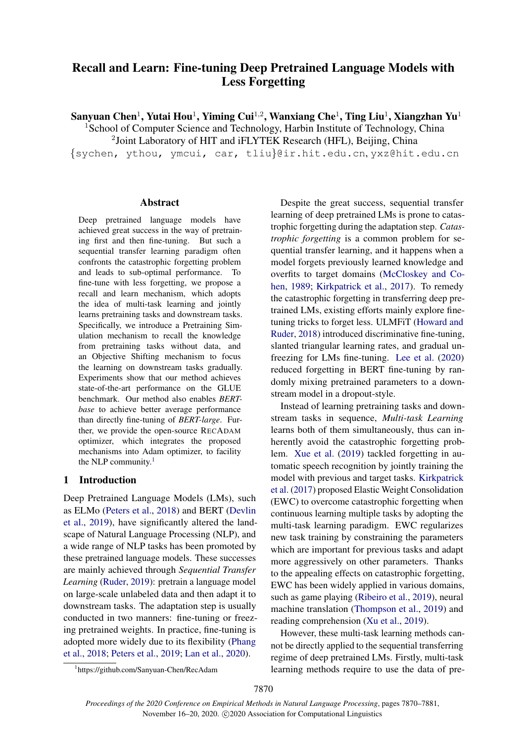# Recall and Learn: Fine-tuning Deep Pretrained Language Models with Less Forgetting

**Sanyuan Chen**[1], **Yutai Hou**[1], **Yiming Cui**[1,2], **Wanxiang Che**[1], **Ting Liu**[1], **Xiangzhan Yu**[1]

[1]School of Computer Science and Technology, Harbin Institute of Technology, China

[2]Joint Laboratory of HIT and iFLYTEK Research (HFL), Beijing, China

{sychen, ythou, ymcui, car, tliu}@ir.hit.edu.cn, yxz@hit.edu.cn

## Abstract

Deep pretrained language models have achieved great success in the way of pretraining first and then fine-tuning. But such a sequential transfer learning paradigm often confronts the catastrophic forgetting problem and leads to sub-optimal performance. To fine-tune with less forgetting, we propose a recall and learn mechanism, which adopts the idea of multi-task learning and jointly learns pretraining tasks and downstream tasks. Specifically, we introduce a Pretraining Simulation mechanism to recall the knowledge from pretraining tasks without data, and an Objective Shifting mechanism to focus the learning on downstream tasks gradually. Experiments show that our method achieves state-of-the-art performance on the GLUE benchmark. Our method also enables *BERT-base* to achieve better average performance than directly fine-tuning of *BERT-large*. Further, we provide the open-source RECADAM optimizer, which integrates the proposed mechanisms into Adam optimizer, to facility the NLP community.[1]

## 1 Introduction

Deep Pretrained Language Models (LMs), such as ELMo (Peters et al., 2018) and BERT (Devlin et al., 2019), have significantly altered the landscape of Natural Language Processing (NLP), and a wide range of NLP tasks has been promoted by these pretrained language models. These successes are mainly achieved through *Sequential Transfer Learning* (Ruder, 2019): pretrain a language model on large-scale unlabeled data and then adapt it to downstream tasks. The adaptation step is usually conducted in two manners: fine-tuning or freezing pretrained weights. In practice, fine-tuning is adopted more widely due to its flexibility (Phang et al., 2018; Peters et al., 2019; Lan et al., 2020).

Despite the great success, sequential transfer learning of deep pretrained LMs is prone to catastrophic forgetting during the adaptation step. *Catastrophic forgetting* is a common problem for sequential transfer learning, and it happens when a model forgets previously learned knowledge and overfits to target domains (McCloskey and Cohen, 1989; Kirkpatrick et al., 2017). To remedy the catastrophic forgetting in transferring deep pretrained LMs, existing efforts mainly explore fine-tuning tricks to forget less. ULMFiT (Howard and Ruder, 2018) introduced discriminative fine-tuning, slanted triangular learning rates, and gradual unfreezing for LMs fine-tuning. Lee et al. (2020) reduced forgetting in BERT fine-tuning by randomly mixing pretrained parameters to a downstream model in a dropout-style.

Instead of learning pretraining tasks and downstream tasks in sequence, *Multi-task Learning* learns both of them simultaneously, thus can inherently avoid the catastrophic forgetting problem. Xue et al. (2019) tackled forgetting in automatic speech recognition by jointly training the model with previous and target tasks. Kirkpatrick et al. (2017) proposed Elastic Weight Consolidation (EWC) to overcome catastrophic forgetting when continuous learning multiple tasks by adopting the multi-task learning paradigm. EWC regularizes new task training by constraining the parameters which are important for previous tasks and adapt more aggressively on other parameters. Thanks to the appealing effects on catastrophic forgetting, EWC has been widely applied in various domains, such as game playing (Ribeiro et al., 2019), neural machine translation (Thompson et al., 2019) and reading comprehension (Xu et al., 2019).

However, these multi-task learning methods cannot be directly applied to the sequential transferring regime of deep pretrained LMs. Firstly, multi-task learning methods require to use the data of pre-

[1]https://github.com/Sanyuan-Chen/RecAdam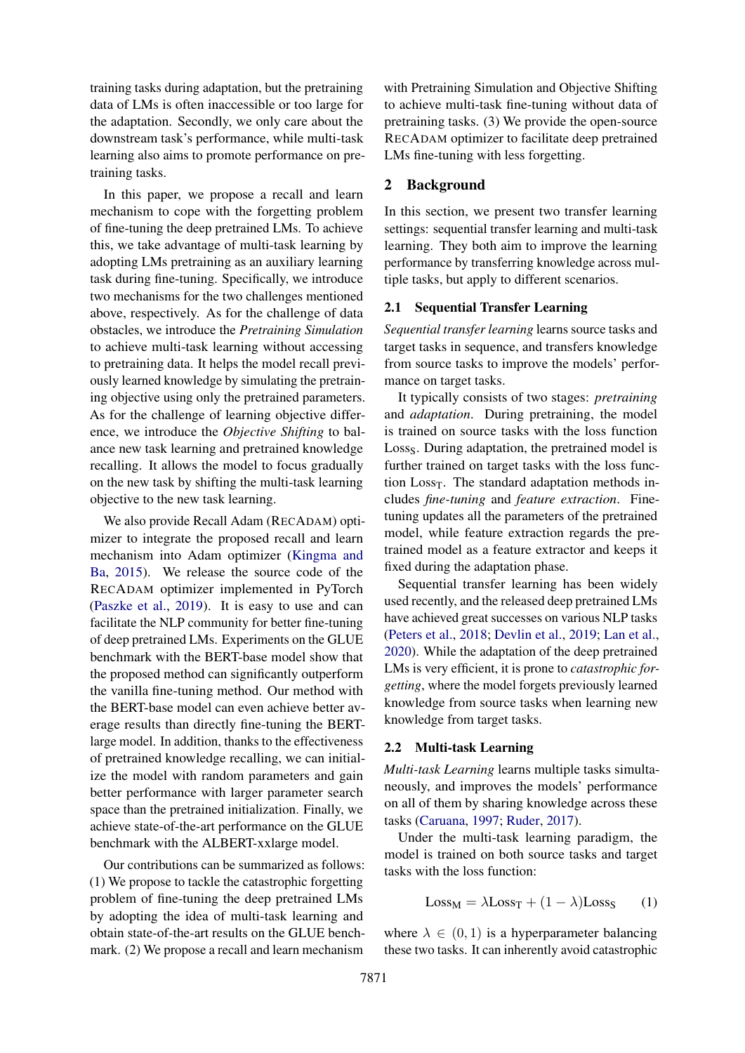training tasks during adaptation, but the pretraining data of LMs is often inaccessible or too large for the adaptation. Secondly, we only care about the downstream task's performance, while multi-task learning also aims to promote performance on pretraining tasks.

In this paper, we propose a recall and learn mechanism to cope with the forgetting problem of fine-tuning the deep pretrained LMs. To achieve this, we take advantage of multi-task learning by adopting LMs pretraining as an auxiliary learning task during fine-tuning. Specifically, we introduce two mechanisms for the two challenges mentioned above, respectively. As for the challenge of data obstacles, we introduce the *Pretraining Simulation* to achieve multi-task learning without accessing to pretraining data. It helps the model recall previously learned knowledge by simulating the pretraining objective using only the pretrained parameters. As for the challenge of learning objective difference, we introduce the *Objective Shifting* to balance new task learning and pretrained knowledge recalling. It allows the model to focus gradually on the new task by shifting the multi-task learning objective to the new task learning.

We also provide Recall Adam (RECADAM) optimizer to integrate the proposed recall and learn mechanism into Adam optimizer (Kingma and Ba, 2015). We release the source code of the RECADAM optimizer implemented in PyTorch (Paszke et al., 2019). It is easy to use and can facilitate the NLP community for better fine-tuning of deep pretrained LMs. Experiments on the GLUE benchmark with the BERT-base model show that the proposed method can significantly outperform the vanilla fine-tuning method. Our method with the BERT-base model can even achieve better average results than directly fine-tuning the BERT-large model. In addition, thanks to the effectiveness of pretrained knowledge recalling, we can initialize the model with random parameters and gain better performance with larger parameter search space than the pretrained initialization. Finally, we achieve state-of-the-art performance on the GLUE benchmark with the ALBERT-xxlarge model.

Our contributions can be summarized as follows: (1) We propose to tackle the catastrophic forgetting problem of fine-tuning the deep pretrained LMs by adopting the idea of multi-task learning and obtain state-of-the-art results on the GLUE benchmark. (2) We propose a recall and learn mechanism with Pretraining Simulation and Objective Shifting to achieve multi-task fine-tuning without data of pretraining tasks. (3) We provide the open-source RECADAM optimizer to facilitate deep pretrained LMs fine-tuning with less forgetting.

## 2 Background

In this section, we present two transfer learning settings: sequential transfer learning and multi-task learning. They both aim to improve the learning performance by transferring knowledge across multiple tasks, but apply to different scenarios.

### 2.1 Sequential Transfer Learning

*Sequential transfer learning* learns source tasks and target tasks in sequence, and transfers knowledge from source tasks to improve the models' performance on target tasks.

It typically consists of two stages: *pretraining* and *adaptation*. During pretraining, the model is trained on source tasks with the loss function $\text{Loss}_\text{S}$. During adaptation, the pretrained model is further trained on target tasks with the loss function $\text{Loss}_\text{T}$. The standard adaptation methods includes *fine-tuning* and *feature extraction*. Fine-tuning updates all the parameters of the pretrained model, while feature extraction regards the pretrained model as a feature extractor and keeps it fixed during the adaptation phase.

Sequential transfer learning has been widely used recently, and the released deep pretrained LMs have achieved great successes on various NLP tasks (Peters et al., 2018; Devlin et al., 2019; Lan et al., 2020). While the adaptation of the deep pretrained LMs is very efficient, it is prone to *catastrophic forgetting*, where the model forgets previously learned knowledge from source tasks when learning new knowledge from target tasks.

### 2.2 Multi-task Learning

*Multi-task Learning* learns multiple tasks simultaneously, and improves the models' performance on all of them by sharing knowledge across these tasks (Caruana, 1997; Ruder, 2017).

Under the multi-task learning paradigm, the model is trained on both source tasks and target tasks with the loss function:

$$\text{Loss}_\text{M} = \lambda \text{Loss}_\text{T} + (1 - \lambda)\text{Loss}_\text{S} \qquad (1)$$

where $\lambda \in (0, 1)$ is a hyperparameter balancing these two tasks. It can inherently avoid catastrophic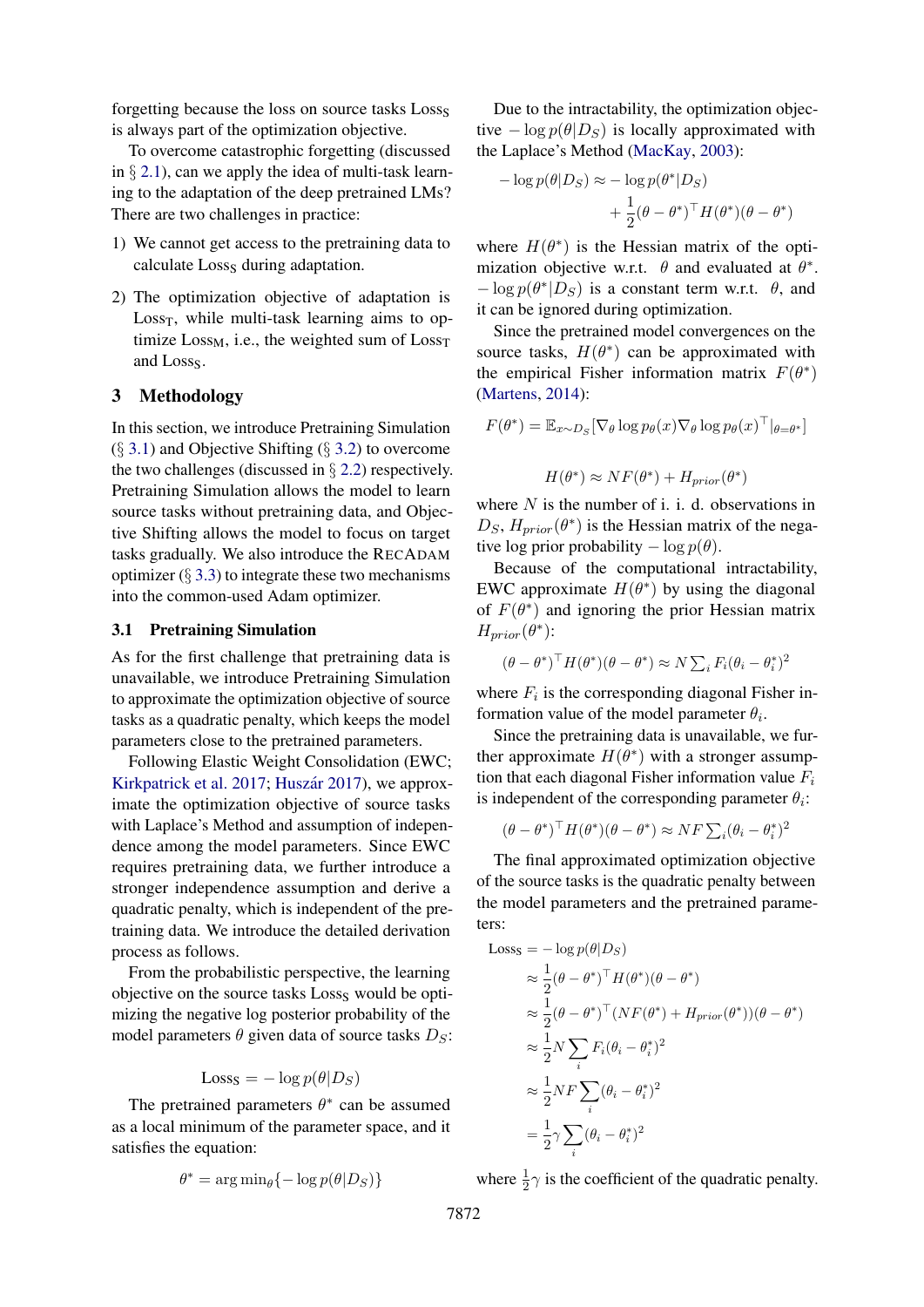forgetting because the loss on source tasks $\text{Loss}_\text{S}$ is always part of the optimization objective.

To overcome catastrophic forgetting (discussed in § 2.1), can we apply the idea of multi-task learning to the adaptation of the deep pretrained LMs? There are two challenges in practice:

1) We cannot get access to the pretraining data to calculate $\text{Loss}_\text{S}$ during adaptation.
2) The optimization objective of adaptation is $\text{Loss}_\text{T}$, while multi-task learning aims to optimize $\text{Loss}_\text{M}$, i.e., the weighted sum of $\text{Loss}_\text{T}$ and $\text{Loss}_\text{S}$.

## 3 Methodology

In this section, we introduce Pretraining Simulation (§ 3.1) and Objective Shifting (§ 3.2) to overcome the two challenges (discussed in § 2.2) respectively. Pretraining Simulation allows the model to learn source tasks without pretraining data, and Objective Shifting allows the model to focus on target tasks gradually. We also introduce the RECADAM optimizer (§ 3.3) to integrate these two mechanisms into the common-used Adam optimizer.

### 3.1 Pretraining Simulation

As for the first challenge that pretraining data is unavailable, we introduce Pretraining Simulation to approximate the optimization objective of source tasks as a quadratic penalty, which keeps the model parameters close to the pretrained parameters.

Following Elastic Weight Consolidation (EWC; Kirkpatrick et al. 2017; Huszár 2017), we approximate the optimization objective of source tasks with Laplace's Method and assumption of independence among the model parameters. Since EWC requires pretraining data, we further introduce a stronger independence assumption and derive a quadratic penalty, which is independent of the pretraining data. We introduce the detailed derivation process as follows.

From the probabilistic perspective, the learning objective on the source tasks $\text{Loss}_\text{S}$ would be optimizing the negative log posterior probability of the model parameters $\theta$ given data of source tasks $D_S$:

$$\text{Loss}_\text{S} = -\log p(\theta|D_S)$$

The pretrained parameters $\theta^*$ can be assumed as a local minimum of the parameter space, and it satisfies the equation:

$$\theta^* = \arg\min_\theta\{-\log p(\theta|D_S)\}$$

Due to the intractability, the optimization objective $-\log p(\theta|D_S)$ is locally approximated with the Laplace's Method (MacKay, 2003):

$$-\log p(\theta|D_S) \approx -\log p(\theta^*|D_S) + \frac{1}{2}(\theta - \theta^*)^\top H(\theta^*)(\theta - \theta^*)$$

where $H(\theta^*)$ is the Hessian matrix of the optimization objective w.r.t. $\theta$ and evaluated at $\theta^*$. $-\log p(\theta^*|D_S)$ is a constant term w.r.t. $\theta$, and it can be ignored during optimization.

Since the pretrained model convergences on the source tasks, $H(\theta^*)$ can be approximated with the empirical Fisher information matrix $F(\theta^*)$ (Martens, 2014):

$$F(\theta^*) = \mathbb{E}_{x\sim D_S}[\nabla_\theta \log p_\theta(x) \nabla_\theta \log p_\theta(x)^\top|_{\theta=\theta^*}]$$

$$H(\theta^*) \approx NF(\theta^*) + H_{prior}(\theta^*)$$

where $N$ is the number of i. i. d. observations in $D_S$, $H_{prior}(\theta^*)$ is the Hessian matrix of the negative log prior probability $-\log p(\theta)$.

Because of the computational intractability, EWC approximate $H(\theta^*)$ by using the diagonal of $F(\theta^*)$ and ignoring the prior Hessian matrix $H_{prior}(\theta^*)$:

$$(\theta - \theta^*)^\top H(\theta^*)(\theta - \theta^*) \approx N \textstyle\sum_i F_i(\theta_i - \theta_i^*)^2$$

where $F_i$ is the corresponding diagonal Fisher information value of the model parameter $\theta_i$.

Since the pretraining data is unavailable, we further approximate $H(\theta^*)$ with a stronger assumption that each diagonal Fisher information value $F_i$ is independent of the corresponding parameter $\theta_i$:

$$(\theta - \theta^*)^\top H(\theta^*)(\theta - \theta^*) \approx NF \textstyle\sum_i (\theta_i - \theta_i^*)^2$$

The final approximated optimization objective of the source tasks is the quadratic penalty between the model parameters and the pretrained parameters:

$$\begin{aligned}
\text{Loss}_\text{S} &= -\log p(\theta|D_S) \\
&\approx \frac{1}{2}(\theta - \theta^*)^\top H(\theta^*)(\theta - \theta^*) \\
&\approx \frac{1}{2}(\theta - \theta^*)^\top (NF(\theta^*) + H_{prior}(\theta^*))(\theta - \theta^*) \\
&\approx \frac{1}{2}N \sum_i F_i(\theta_i - \theta_i^*)^2 \\
&\approx \frac{1}{2}NF \sum_i (\theta_i - \theta_i^*)^2 \\
&= \frac{1}{2}\gamma \sum_i (\theta_i - \theta_i^*)^2
\end{aligned}$$

where $\frac{1}{2}\gamma$ is the coefficient of the quadratic penalty.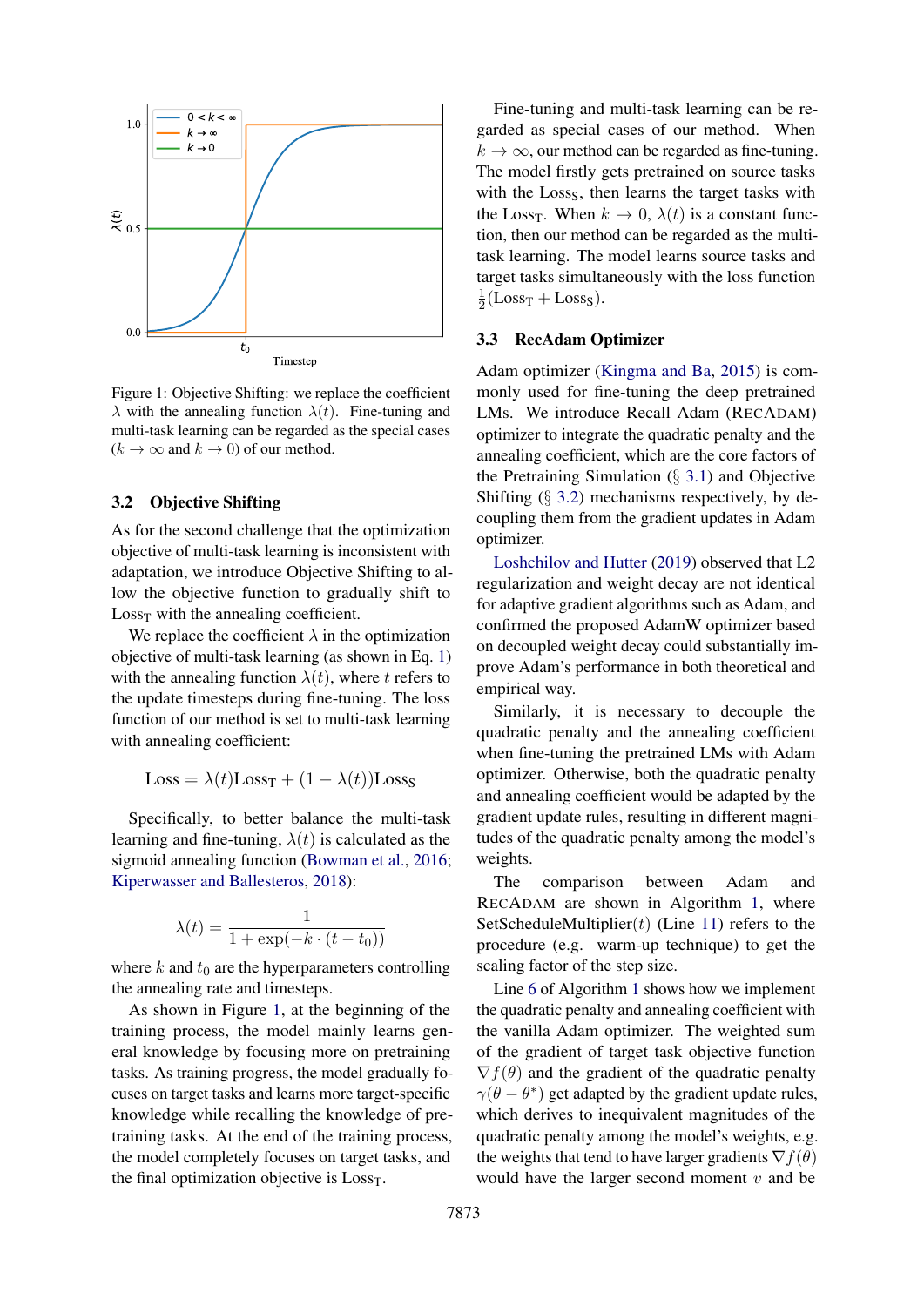Figure 1: Objective Shifting: we replace the coefficient $\lambda$ with the annealing function $\lambda(t)$. Fine-tuning and multi-task learning can be regarded as the special cases ($k \to \infty$ and $k \to 0$) of our method.

### 3.2 Objective Shifting

As for the second challenge that the optimization objective of multi-task learning is inconsistent with adaptation, we introduce Objective Shifting to allow the objective function to gradually shift to $\text{Loss}_\text{T}$ with the annealing coefficient.

We replace the coefficient $\lambda$ in the optimization objective of multi-task learning (as shown in Eq. 1) with the annealing function $\lambda(t)$, where $t$ refers to the update timesteps during fine-tuning. The loss function of our method is set to multi-task learning with annealing coefficient:

$$\text{Loss} = \lambda(t)\text{Loss}_\text{T} + (1 - \lambda(t))\text{Loss}_\text{S}$$

Specifically, to better balance the multi-task learning and fine-tuning, $\lambda(t)$ is calculated as the sigmoid annealing function (Bowman et al., 2016; Kiperwasser and Ballesteros, 2018):

$$\lambda(t) = \frac{1}{1 + \exp(-k \cdot (t - t_0))}$$

where $k$ and $t_0$ are the hyperparameters controlling the annealing rate and timesteps.

As shown in Figure 1, at the beginning of the training process, the model mainly learns general knowledge by focusing more on pretraining tasks. As training progress, the model gradually focuses on target tasks and learns more target-specific knowledge while recalling the knowledge of pretraining tasks. At the end of the training process, the model completely focuses on target tasks, and the final optimization objective is $\text{Loss}_\text{T}$.

Fine-tuning and multi-task learning can be regarded as special cases of our method. When $k \to \infty$, our method can be regarded as fine-tuning. The model firstly gets pretrained on source tasks with the $\text{Loss}_\text{S}$, then learns the target tasks with the $\text{Loss}_\text{T}$. When $k \to 0$, $\lambda(t)$ is a constant function, then our method can be regarded as the multi-task learning. The model learns source tasks and target tasks simultaneously with the loss function $\frac{1}{2}(\text{Loss}_\text{T} + \text{Loss}_\text{S})$.

### 3.3 RecAdam Optimizer

Adam optimizer (Kingma and Ba, 2015) is commonly used for fine-tuning the deep pretrained LMs. We introduce Recall Adam (RECADAM) optimizer to integrate the quadratic penalty and the annealing coefficient, which are the core factors of the Pretraining Simulation (§ 3.1) and Objective Shifting (§ 3.2) mechanisms respectively, by decoupling them from the gradient updates in Adam optimizer.

Loshchilov and Hutter (2019) observed that L2 regularization and weight decay are not identical for adaptive gradient algorithms such as Adam, and confirmed the proposed AdamW optimizer based on decoupled weight decay could substantially improve Adam's performance in both theoretical and empirical way.

Similarly, it is necessary to decouple the quadratic penalty and the annealing coefficient when fine-tuning the pretrained LMs with Adam optimizer. Otherwise, both the quadratic penalty and annealing coefficient would be adapted by the gradient update rules, resulting in different magnitudes of the quadratic penalty among the model's weights.

The comparison between Adam and RECADAM are shown in Algorithm 1, where SetScheduleMultiplier($t$) (Line 11) refers to the procedure (e.g. warm-up technique) to get the scaling factor of the step size.

Line 6 of Algorithm 1 shows how we implement the quadratic penalty and annealing coefficient with the vanilla Adam optimizer. The weighted sum of the gradient of target task objective function $\nabla f(\theta)$ and the gradient of the quadratic penalty $\gamma(\theta - \theta^*)$ get adapted by the gradient update rules, which derives to inequivalent magnitudes of the quadratic penalty among the model's weights, e.g. the weights that tend to have larger gradients $\nabla f(\theta)$ would have the larger second moment $v$ and be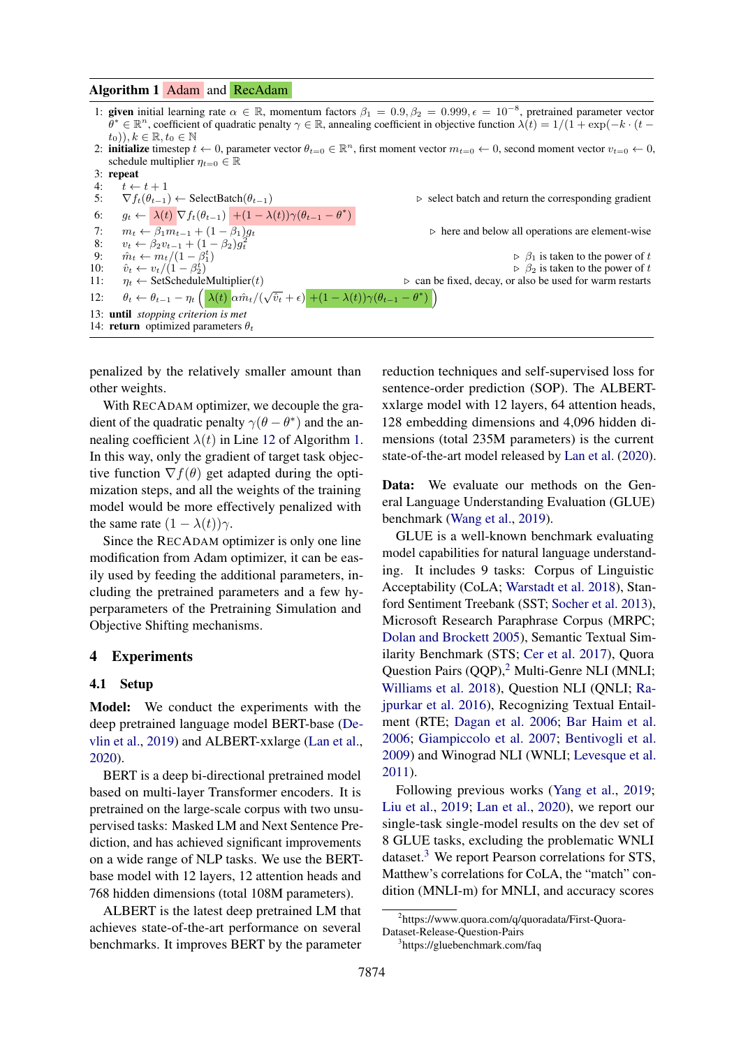**Algorithm 1** Adam and RecAdam

1: **given** initial learning rate $\alpha \in \mathbb{R}$, momentum factors $\beta_1 = 0.9, \beta_2 = 0.999, \epsilon = 10^{-8}$, pretrained parameter vector $\theta^* \in \mathbb{R}^n$, coefficient of quadratic penalty $\gamma \in \mathbb{R}$, annealing coefficient in objective function $\lambda(t) = 1/(1 + \exp(-k \cdot (t - t_0)), k \in \mathbb{R}, t_0 \in \mathbb{N}$

2: **initialize** timestep $t \leftarrow 0$, parameter vector $\theta_{t=0} \in \mathbb{R}^n$, first moment vector $m_{t=0} \leftarrow 0$, second moment vector $v_{t=0} \leftarrow 0$, schedule multiplier $\eta_{t=0} \in \mathbb{R}$

3: **repeat**

4: $\quad t \leftarrow t + 1$

5: $\quad \nabla f_t(\theta_{t-1}) \leftarrow \text{SelectBatch}(\theta_{t-1})$ ▷ select batch and return the corresponding gradient

6: $\quad g_t \leftarrow \lambda(t) \nabla f_t(\theta_{t-1}) + (1 - \lambda(t))\gamma(\theta_{t-1} - \theta^*)$

7: $\quad m_t \leftarrow \beta_1 m_{t-1} + (1 - \beta_1) g_t$ ▷ here and below all operations are element-wise

8: $\quad v_t \leftarrow \beta_2 v_{t-1} + (1 - \beta_2) g_t^2$

9: $\quad \hat{m}_t \leftarrow m_t / (1 - \beta_1^t)$ ▷ $\beta_1$ is taken to the power of $t$

10: $\quad \hat{v}_t \leftarrow v_t / (1 - \beta_2^t)$ ▷ $\beta_2$ is taken to the power of $t$

11: $\quad \eta_t \leftarrow \text{SetScheduleMultiplier}(t)$ ▷ can be fixed, decay, or also be used for warm restarts

12: $\quad \theta_t \leftarrow \theta_{t-1} - \eta_t \left( \lambda(t) \alpha \hat{m}_t / (\sqrt{\hat{v}_t} + \epsilon) + (1 - \lambda(t))\gamma(\theta_{t-1} - \theta^*) \right)$

13: **until** *stopping criterion is met*

14: **return** optimized parameters $\theta_t$

penalized by the relatively smaller amount than other weights.

With RecAdam optimizer, we decouple the gradient of the quadratic penalty $\gamma(\theta - \theta^*)$ and the annealing coefficient $\lambda(t)$ in Line 12 of Algorithm 1. In this way, only the gradient of target task objective function $\nabla f(\theta)$ get adapted during the optimization steps, and all the weights of the training model would be more effectively penalized with the same rate $(1 - \lambda(t))\gamma$.

Since the RecAdam optimizer is only one line modification from Adam optimizer, it can be easily used by feeding the additional parameters, including the pretrained parameters and a few hyperparameters of the Pretraining Simulation and Objective Shifting mechanisms.

## 4 Experiments

### 4.1 Setup

**Model:** We conduct the experiments with the deep pretrained language model BERT-base (Devlin et al., 2019) and ALBERT-xxlarge (Lan et al., 2020).

BERT is a deep bi-directional pretrained model based on multi-layer Transformer encoders. It is pretrained on the large-scale corpus with two unsupervised tasks: Masked LM and Next Sentence Prediction, and has achieved significant improvements on a wide range of NLP tasks. We use the BERT-base model with 12 layers, 12 attention heads and 768 hidden dimensions (total 108M parameters).

ALBERT is the latest deep pretrained LM that achieves state-of-the-art performance on several benchmarks. It improves BERT by the parameter reduction techniques and self-supervised loss for sentence-order prediction (SOP). The ALBERT-xxlarge model with 12 layers, 64 attention heads, 128 embedding dimensions and 4,096 hidden dimensions (total 235M parameters) is the current state-of-the-art model released by Lan et al. (2020).

**Data:** We evaluate our methods on the General Language Understanding Evaluation (GLUE) benchmark (Wang et al., 2019).

GLUE is a well-known benchmark evaluating model capabilities for natural language understanding. It includes 9 tasks: Corpus of Linguistic Acceptability (CoLA; Warstadt et al. 2018), Stanford Sentiment Treebank (SST; Socher et al. 2013), Microsoft Research Paraphrase Corpus (MRPC; Dolan and Brockett 2005), Semantic Textual Similarity Benchmark (STS; Cer et al. 2017), Quora Question Pairs (QQP),[2] Multi-Genre NLI (MNLI; Williams et al. 2018), Question NLI (QNLI; Rajpurkar et al. 2016), Recognizing Textual Entailment (RTE; Dagan et al. 2006; Bar Haim et al. 2006; Giampiccolo et al. 2007; Bentivogli et al. 2009) and Winograd NLI (WNLI; Levesque et al. 2011).

Following previous works (Yang et al., 2019; Liu et al., 2019; Lan et al., 2020), we report our single-task single-model results on the dev set of 8 GLUE tasks, excluding the problematic WNLI dataset.[3] We report Pearson correlations for STS, Matthew's correlations for CoLA, the "match" condition (MNLI-m) for MNLI, and accuracy scores

[2] https://www.quora.com/q/quoradata/First-Quora-Dataset-Release-Question-Pairs

[3] https://gluebenchmark.com/faq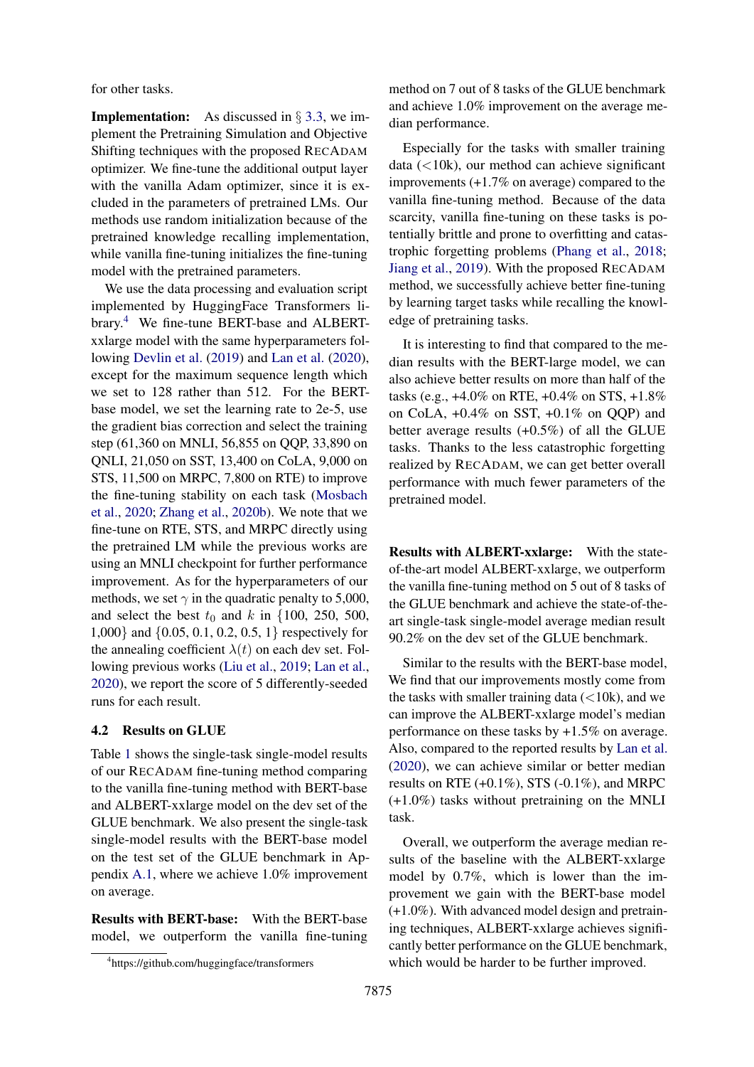for other tasks.

**Implementation:** As discussed in § 3.3, we implement the Pretraining Simulation and Objective Shifting techniques with the proposed RecAdam optimizer. We fine-tune the additional output layer with the vanilla Adam optimizer, since it is excluded in the parameters of pretrained LMs. Our methods use random initialization because of the pretrained knowledge recalling implementation, while vanilla fine-tuning initializes the fine-tuning model with the pretrained parameters.

We use the data processing and evaluation script implemented by HuggingFace Transformers library.[4] We fine-tune BERT-base and ALBERT-xxlarge model with the same hyperparameters following Devlin et al. (2019) and Lan et al. (2020), except for the maximum sequence length which we set to 128 rather than 512. For the BERT-base model, we set the learning rate to 2e-5, use the gradient bias correction and select the training step (61,360 on MNLI, 56,855 on QQP, 33,890 on QNLI, 21,050 on SST, 13,400 on CoLA, 9,000 on STS, 11,500 on MRPC, 7,800 on RTE) to improve the fine-tuning stability on each task (Mosbach et al., 2020; Zhang et al., 2020b). We note that we fine-tune on RTE, STS, and MRPC directly using the pretrained LM while the previous works are using an MNLI checkpoint for further performance improvement. As for the hyperparameters of our methods, we set $\gamma$ in the quadratic penalty to 5,000, and select the best $t_0$ and $k$ in {100, 250, 500, 1,000} and {0.05, 0.1, 0.2, 0.5, 1} respectively for the annealing coefficient $\lambda(t)$ on each dev set. Following previous works (Liu et al., 2019; Lan et al., 2020), we report the score of 5 differently-seeded runs for each result.

## 4.2 Results on GLUE

Table 1 shows the single-task single-model results of our RecAdam fine-tuning method comparing to the vanilla fine-tuning method with BERT-base and ALBERT-xxlarge model on the dev set of the GLUE benchmark. We also present the single-task single-model results with the BERT-base model on the test set of the GLUE benchmark in Appendix A.1, where we achieve 1.0% improvement on average.

**Results with BERT-base:** With the BERT-base model, we outperform the vanilla fine-tuning method on 7 out of 8 tasks of the GLUE benchmark and achieve 1.0% improvement on the average median performance.

Especially for the tasks with smaller training data (<10k), our method can achieve significant improvements (+1.7% on average) compared to the vanilla fine-tuning method. Because of the data scarcity, vanilla fine-tuning on these tasks is potentially brittle and prone to overfitting and catastrophic forgetting problems (Phang et al., 2018; Jiang et al., 2019). With the proposed RecAdam method, we successfully achieve better fine-tuning by learning target tasks while recalling the knowledge of pretraining tasks.

It is interesting to find that compared to the median results with the BERT-large model, we can also achieve better results on more than half of the tasks (e.g., +4.0% on RTE, +0.4% on STS, +1.8% on CoLA, +0.4% on SST, +0.1% on QQP) and better average results (+0.5%) of all the GLUE tasks. Thanks to the less catastrophic forgetting realized by RecAdam, we can get better overall performance with much fewer parameters of the pretrained model.

**Results with ALBERT-xxlarge:** With the state-of-the-art model ALBERT-xxlarge, we outperform the vanilla fine-tuning method on 5 out of 8 tasks of the GLUE benchmark and achieve the state-of-the-art single-task single-model average median result 90.2% on the dev set of the GLUE benchmark.

Similar to the results with the BERT-base model, We find that our improvements mostly come from the tasks with smaller training data (<10k), and we can improve the ALBERT-xxlarge model's median performance on these tasks by +1.5% on average. Also, compared to the reported results by Lan et al. (2020), we can achieve similar or better median results on RTE (+0.1%), STS (-0.1%), and MRPC (+1.0%) tasks without pretraining on the MNLI task.

Overall, we outperform the average median results of the baseline with the ALBERT-xxlarge model by 0.7%, which is lower than the improvement we gain with the BERT-base model (+1.0%). With advanced model design and pretraining techniques, ALBERT-xxlarge achieves significantly better performance on the GLUE benchmark, which would be harder to be further improved.

[4]https://github.com/huggingface/transformers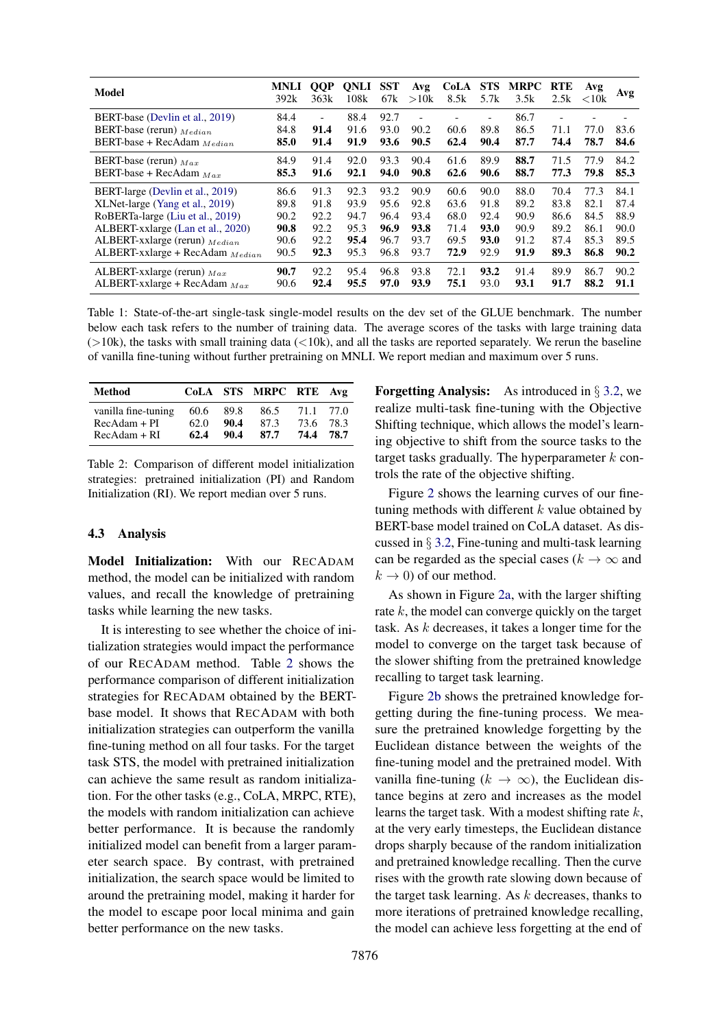| Model | MNLI 392k | QQP 363k | QNLI 108k | SST 67k | Avg >10k | CoLA 8.5k | STS 5.7k | MRPC 3.5k | RTE 2.5k | Avg <10k | Avg |
|---|---|---|---|---|---|---|---|---|---|---|---|
| BERT-base (Devlin et al., 2019) | 84.4 | - | 88.4 | 92.7 | - | - | - | 86.7 | - | - | - |
| BERT-base (rerun) $_{Median}$ | 84.8 | **91.4** | 91.6 | 93.0 | 90.2 | 60.6 | 89.8 | 86.5 | 71.1 | 77.0 | 83.6 |
| BERT-base + RecAdam $_{Median}$ | **85.0** | **91.4** | **91.9** | **93.6** | **90.5** | **62.4** | **90.4** | **87.7** | **74.4** | **78.7** | **84.6** |
| BERT-base (rerun) $_{Max}$ | 84.9 | 91.4 | 92.0 | 93.3 | 90.4 | 61.6 | 89.9 | **88.7** | 71.5 | 77.9 | 84.2 |
| BERT-base + RecAdam $_{Max}$ | **85.3** | **91.6** | **92.1** | **94.0** | **90.8** | **62.6** | **90.6** | **88.7** | **77.3** | **79.8** | **85.3** |
| BERT-large (Devlin et al., 2019) | 86.6 | 91.3 | 92.3 | 93.2 | 90.9 | 60.6 | 90.0 | 88.0 | 70.4 | 77.3 | 84.1 |
| XLNet-large (Yang et al., 2019) | 89.8 | 91.8 | 93.9 | 95.6 | 92.8 | 63.6 | 91.8 | 89.2 | 83.8 | 82.1 | 87.4 |
| RoBERTa-large (Liu et al., 2019) | 90.2 | 92.2 | 94.7 | 96.4 | 93.4 | 68.0 | 92.4 | 90.9 | 86.6 | 84.5 | 88.9 |
| ALBERT-xxlarge (Lan et al., 2020) | **90.8** | 92.2 | 95.3 | **96.9** | **93.8** | 71.4 | **93.0** | 90.9 | 89.2 | 86.1 | 90.0 |
| ALBERT-xxlarge (rerun) $_{Median}$ | 90.6 | 92.2 | **95.4** | 96.7 | 93.7 | 69.5 | **93.0** | 91.2 | 87.4 | 85.3 | 89.5 |
| ALBERT-xxlarge + RecAdam $_{Median}$ | 90.5 | **92.3** | 95.3 | 96.8 | 93.7 | **72.9** | 92.9 | **91.9** | **89.3** | **86.8** | **90.2** |
| ALBERT-xxlarge (rerun) $_{Max}$ | **90.7** | 92.2 | 95.4 | 96.8 | 93.8 | 72.1 | **93.2** | 91.4 | 89.9 | 86.7 | 90.2 |
| ALBERT-xxlarge + RecAdam $_{Max}$ | 90.6 | **92.4** | **95.5** | **97.0** | **93.9** | **75.1** | 93.0 | **93.1** | **91.7** | **88.2** | **91.1** |

Table 1: State-of-the-art single-task single-model results on the dev set of the GLUE benchmark. The number below each task refers to the number of training data. The average scores of the tasks with large training data (>10k), the tasks with small training data (<10k), and all the tasks are reported separately. We rerun the baseline of vanilla fine-tuning without further pretraining on MNLI. We report median and maximum over 5 runs.

| Method | CoLA | STS | MRPC | RTE | Avg |
|---|---|---|---|---|---|
| vanilla fine-tuning | 60.6 | 89.8 | 86.5 | 71.1 | 77.0 |
| RecAdam + PI | 62.0 | **90.4** | 87.3 | 73.6 | 78.3 |
| RecAdam + RI | **62.4** | **90.4** | **87.7** | **74.4** | **78.7** |

Table 2: Comparison of different model initialization strategies: pretrained initialization (PI) and Random Initialization (RI). We report median over 5 runs.

### 4.3 Analysis

**Model Initialization:** With our RECADAM method, the model can be initialized with random values, and recall the knowledge of pretraining tasks while learning the new tasks.

It is interesting to see whether the choice of initialization strategies would impact the performance of our RECADAM method. Table 2 shows the performance comparison of different initialization strategies for RECADAM obtained by the BERT-base model. It shows that RECADAM with both initialization strategies can outperform the vanilla fine-tuning method on all four tasks. For the target task STS, the model with pretrained initialization can achieve the same result as random initialization. For the other tasks (e.g., CoLA, MRPC, RTE), the models with random initialization can achieve better performance. It is because the randomly initialized model can benefit from a larger parameter search space. By contrast, with pretrained initialization, the search space would be limited to around the pretraining model, making it harder for the model to escape poor local minima and gain better performance on the new tasks.

**Forgetting Analysis:** As introduced in § 3.2, we realize multi-task fine-tuning with the Objective Shifting technique, which allows the model's learning objective to shift from the source tasks to the target tasks gradually. The hyperparameter $k$ controls the rate of the objective shifting.

Figure 2 shows the learning curves of our fine-tuning methods with different $k$ value obtained by BERT-base model trained on CoLA dataset. As discussed in § 3.2, Fine-tuning and multi-task learning can be regarded as the special cases ($k \rightarrow \infty$ and $k \rightarrow 0$) of our method.

As shown in Figure 2a, with the larger shifting rate $k$, the model can converge quickly on the target task. As $k$ decreases, it takes a longer time for the model to converge on the target task because of the slower shifting from the pretrained knowledge recalling to target task learning.

Figure 2b shows the pretrained knowledge forgetting during the fine-tuning process. We measure the pretrained knowledge forgetting by the Euclidean distance between the weights of the fine-tuning model and the pretrained model. With vanilla fine-tuning ($k \rightarrow \infty$), the Euclidean distance begins at zero and increases as the model learns the target task. With a modest shifting rate $k$, at the very early timesteps, the Euclidean distance drops sharply because of the random initialization and pretrained knowledge recalling. Then the curve rises with the growth rate slowing down because of the target task learning. As $k$ decreases, thanks to more iterations of pretrained knowledge recalling, the model can achieve less forgetting at the end of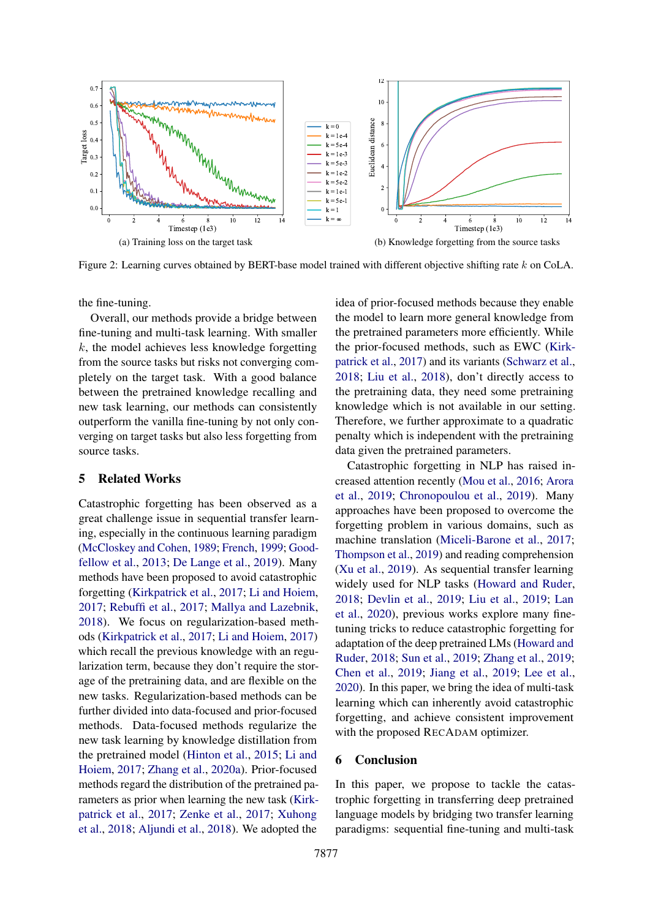(a) Training loss on the target task

(b) Knowledge forgetting from the source tasks

Figure 2: Learning curves obtained by BERT-base model trained with different objective shifting rate $k$ on CoLA.

the fine-tuning.

Overall, our methods provide a bridge between fine-tuning and multi-task learning. With smaller $k$, the model achieves less knowledge forgetting from the source tasks but risks not converging completely on the target task. With a good balance between the pretrained knowledge recalling and new task learning, our methods can consistently outperform the vanilla fine-tuning by not only converging on target tasks but also less forgetting from source tasks.

## 5 Related Works

Catastrophic forgetting has been observed as a great challenge issue in sequential transfer learning, especially in the continuous learning paradigm (McCloskey and Cohen, 1989; French, 1999; Goodfellow et al., 2013; De Lange et al., 2019). Many methods have been proposed to avoid catastrophic forgetting (Kirkpatrick et al., 2017; Li and Hoiem, 2017; Rebuffi et al., 2017; Mallya and Lazebnik, 2018). We focus on regularization-based methods (Kirkpatrick et al., 2017; Li and Hoiem, 2017) which recall the previous knowledge with an regularization term, because they don't require the storage of the pretraining data, and are flexible on the new tasks. Regularization-based methods can be further divided into data-focused and prior-focused methods. Data-focused methods regularize the new task learning by knowledge distillation from the pretrained model (Hinton et al., 2015; Li and Hoiem, 2017; Zhang et al., 2020a). Prior-focused methods regard the distribution of the pretrained parameters as prior when learning the new task (Kirkpatrick et al., 2017; Zenke et al., 2017; Xuhong et al., 2018; Aljundi et al., 2018). We adopted the idea of prior-focused methods because they enable the model to learn more general knowledge from the pretrained parameters more efficiently. While the prior-focused methods, such as EWC (Kirkpatrick et al., 2017) and its variants (Schwarz et al., 2018; Liu et al., 2018), don't directly access to the pretraining data, they need some pretraining knowledge which is not available in our setting. Therefore, we further approximate to a quadratic penalty which is independent with the pretraining data given the pretrained parameters.

Catastrophic forgetting in NLP has raised increased attention recently (Mou et al., 2016; Arora et al., 2019; Chronopoulou et al., 2019). Many approaches have been proposed to overcome the forgetting problem in various domains, such as machine translation (Miceli-Barone et al., 2017; Thompson et al., 2019) and reading comprehension (Xu et al., 2019). As sequential transfer learning widely used for NLP tasks (Howard and Ruder, 2018; Devlin et al., 2019; Liu et al., 2019; Lan et al., 2020), previous works explore many fine-tuning tricks to reduce catastrophic forgetting for adaptation of the deep pretrained LMs (Howard and Ruder, 2018; Sun et al., 2019; Zhang et al., 2019; Chen et al., 2019; Jiang et al., 2019; Lee et al., 2020). In this paper, we bring the idea of multi-task learning which can inherently avoid catastrophic forgetting, and achieve consistent improvement with the proposed RECADAM optimizer.

## 6 Conclusion

In this paper, we propose to tackle the catastrophic forgetting in transferring deep pretrained language models by bridging two transfer learning paradigms: sequential fine-tuning and multi-task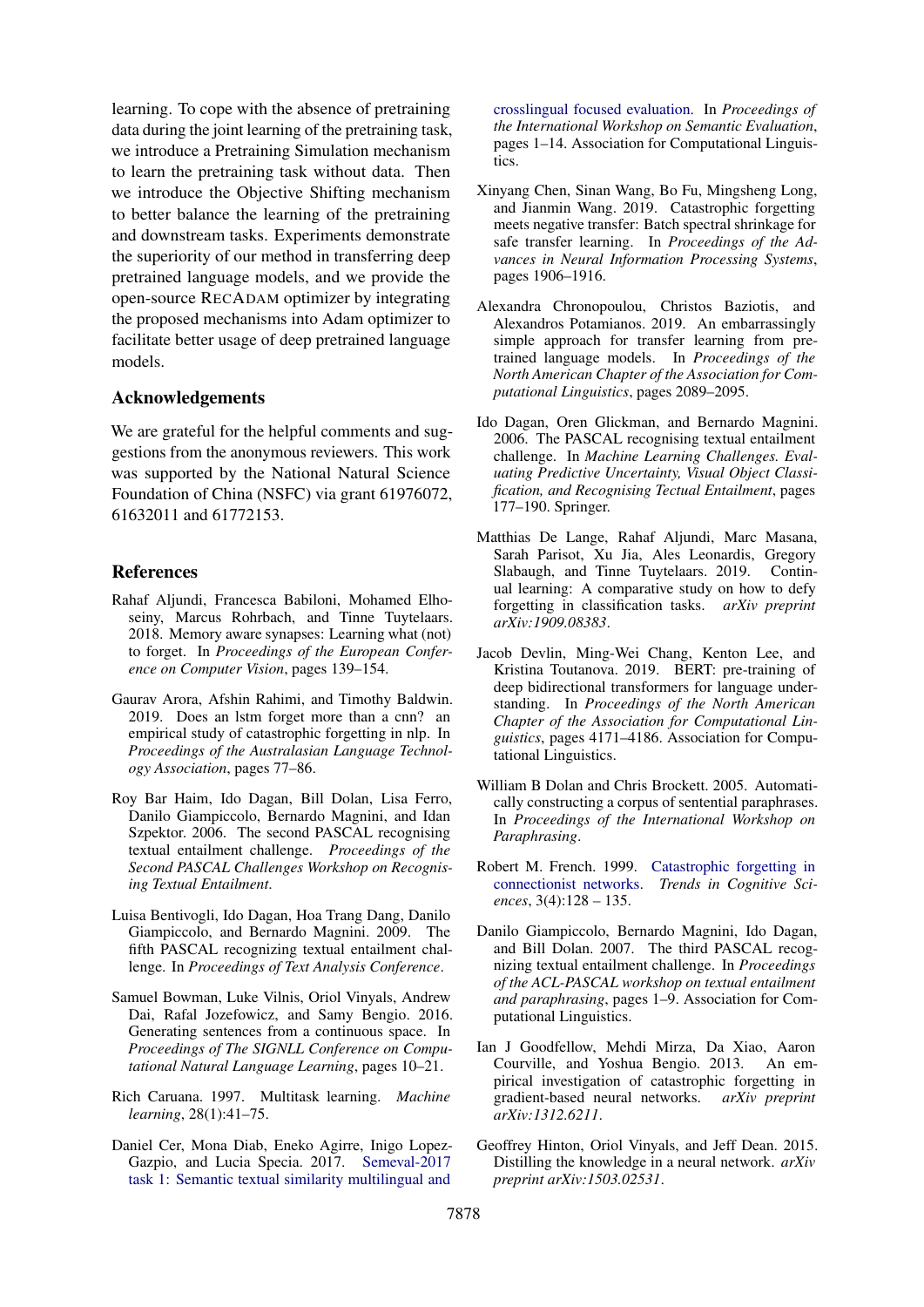learning. To cope with the absence of pretraining data during the joint learning of the pretraining task, we introduce a Pretraining Simulation mechanism to learn the pretraining task without data. Then we introduce the Objective Shifting mechanism to better balance the learning of the pretraining and downstream tasks. Experiments demonstrate the superiority of our method in transferring deep pretrained language models, and we provide the open-source RECADAM optimizer by integrating the proposed mechanisms into Adam optimizer to facilitate better usage of deep pretrained language models.

## Acknowledgements

We are grateful for the helpful comments and suggestions from the anonymous reviewers. This work was supported by the National Natural Science Foundation of China (NSFC) via grant 61976072, 61632011 and 61772153.

## References

Rahaf Aljundi, Francesca Babiloni, Mohamed Elhoseiny, Marcus Rohrbach, and Tinne Tuytelaars. 2018. Memory aware synapses: Learning what (not) to forget. In *Proceedings of the European Conference on Computer Vision*, pages 139–154.

Gaurav Arora, Afshin Rahimi, and Timothy Baldwin. 2019. Does an lstm forget more than a cnn? an empirical study of catastrophic forgetting in nlp. In *Proceedings of the Australasian Language Technology Association*, pages 77–86.

Roy Bar Haim, Ido Dagan, Bill Dolan, Lisa Ferro, Danilo Giampiccolo, Bernardo Magnini, and Idan Szpektor. 2006. The second PASCAL recognising textual entailment challenge. *Proceedings of the Second PASCAL Challenges Workshop on Recognising Textual Entailment*.

Luisa Bentivogli, Ido Dagan, Hoa Trang Dang, Danilo Giampiccolo, and Bernardo Magnini. 2009. The fifth PASCAL recognizing textual entailment challenge. In *Proceedings of Text Analysis Conference*.

Samuel Bowman, Luke Vilnis, Oriol Vinyals, Andrew Dai, Rafal Jozefowicz, and Samy Bengio. 2016. Generating sentences from a continuous space. In *Proceedings of The SIGNLL Conference on Computational Natural Language Learning*, pages 10–21.

Rich Caruana. 1997. Multitask learning. *Machine learning*, 28(1):41–75.

Daniel Cer, Mona Diab, Eneko Agirre, Inigo Lopez-Gazpio, and Lucia Specia. 2017. Semeval-2017 task 1: Semantic textual similarity multilingual and crosslingual focused evaluation. In *Proceedings of the International Workshop on Semantic Evaluation*, pages 1–14. Association for Computational Linguistics.

Xinyang Chen, Sinan Wang, Bo Fu, Mingsheng Long, and Jianmin Wang. 2019. Catastrophic forgetting meets negative transfer: Batch spectral shrinkage for safe transfer learning. In *Proceedings of the Advances in Neural Information Processing Systems*, pages 1906–1916.

Alexandra Chronopoulou, Christos Baziotis, and Alexandros Potamianos. 2019. An embarrassingly simple approach for transfer learning from pretrained language models. In *Proceedings of the North American Chapter of the Association for Computational Linguistics*, pages 2089–2095.

Ido Dagan, Oren Glickman, and Bernardo Magnini. 2006. The PASCAL recognising textual entailment challenge. In *Machine Learning Challenges. Evaluating Predictive Uncertainty, Visual Object Classification, and Recognising Tectual Entailment*, pages 177–190. Springer.

Matthias De Lange, Rahaf Aljundi, Marc Masana, Sarah Parisot, Xu Jia, Ales Leonardis, Gregory Slabaugh, and Tinne Tuytelaars. 2019. Continual learning: A comparative study on how to defy forgetting in classification tasks. *arXiv preprint arXiv:1909.08383*.

Jacob Devlin, Ming-Wei Chang, Kenton Lee, and Kristina Toutanova. 2019. BERT: pre-training of deep bidirectional transformers for language understanding. In *Proceedings of the North American Chapter of the Association for Computational Linguistics*, pages 4171–4186. Association for Computational Linguistics.

William B Dolan and Chris Brockett. 2005. Automatically constructing a corpus of sentential paraphrases. In *Proceedings of the International Workshop on Paraphrasing*.

Robert M. French. 1999. Catastrophic forgetting in connectionist networks. *Trends in Cognitive Sciences*, 3(4):128 – 135.

Danilo Giampiccolo, Bernardo Magnini, Ido Dagan, and Bill Dolan. 2007. The third PASCAL recognizing textual entailment challenge. In *Proceedings of the ACL-PASCAL workshop on textual entailment and paraphrasing*, pages 1–9. Association for Computational Linguistics.

Ian J Goodfellow, Mehdi Mirza, Da Xiao, Aaron Courville, and Yoshua Bengio. 2013. An empirical investigation of catastrophic forgetting in gradient-based neural networks. *arXiv preprint arXiv:1312.6211*.

Geoffrey Hinton, Oriol Vinyals, and Jeff Dean. 2015. Distilling the knowledge in a neural network. *arXiv preprint arXiv:1503.02531*.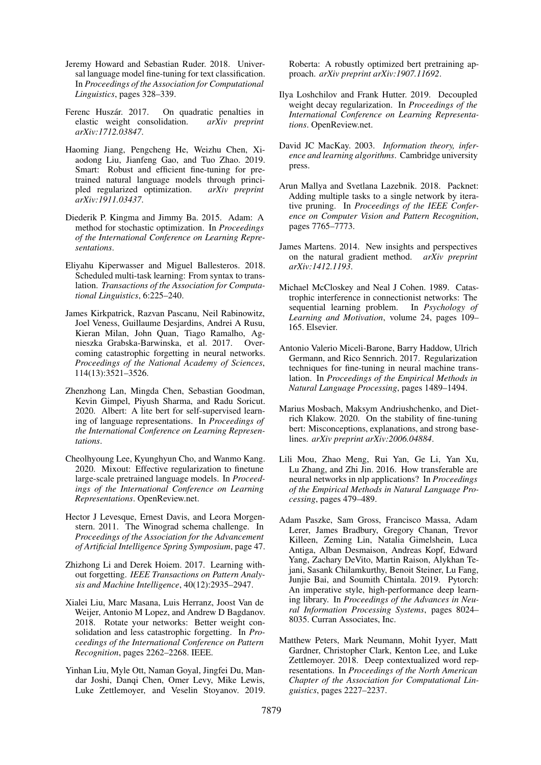Jeremy Howard and Sebastian Ruder. 2018. Universal language model fine-tuning for text classification. In *Proceedings of the Association for Computational Linguistics*, pages 328–339.

Ferenc Huszár. 2017. On quadratic penalties in elastic weight consolidation. *arXiv preprint arXiv:1712.03847*.

Haoming Jiang, Pengcheng He, Weizhu Chen, Xiaodong Liu, Jianfeng Gao, and Tuo Zhao. 2019. Smart: Robust and efficient fine-tuning for pretrained natural language models through principled regularized optimization. *arXiv preprint arXiv:1911.03437*.

Diederik P. Kingma and Jimmy Ba. 2015. Adam: A method for stochastic optimization. In *Proceedings of the International Conference on Learning Representations*.

Eliyahu Kiperwasser and Miguel Ballesteros. 2018. Scheduled multi-task learning: From syntax to translation. *Transactions of the Association for Computational Linguistics*, 6:225–240.

James Kirkpatrick, Razvan Pascanu, Neil Rabinowitz, Joel Veness, Guillaume Desjardins, Andrei A Rusu, Kieran Milan, John Quan, Tiago Ramalho, Agnieszka Grabska-Barwinska, et al. 2017. Overcoming catastrophic forgetting in neural networks. *Proceedings of the National Academy of Sciences*, 114(13):3521–3526.

Zhenzhong Lan, Mingda Chen, Sebastian Goodman, Kevin Gimpel, Piyush Sharma, and Radu Soricut. 2020. Albert: A lite bert for self-supervised learning of language representations. In *Proceedings of the International Conference on Learning Representations*.

Cheolhyoung Lee, Kyunghyun Cho, and Wanmo Kang. 2020. Mixout: Effective regularization to finetune large-scale pretrained language models. In *Proceedings of the International Conference on Learning Representations*. OpenReview.net.

Hector J Levesque, Ernest Davis, and Leora Morgenstern. 2011. The Winograd schema challenge. In *Proceedings of the Association for the Advancement of Artificial Intelligence Spring Symposium*, page 47.

Zhizhong Li and Derek Hoiem. 2017. Learning without forgetting. *IEEE Transactions on Pattern Analysis and Machine Intelligence*, 40(12):2935–2947.

Xialei Liu, Marc Masana, Luis Herranz, Joost Van de Weijer, Antonio M Lopez, and Andrew D Bagdanov. 2018. Rotate your networks: Better weight consolidation and less catastrophic forgetting. In *Proceedings of the International Conference on Pattern Recognition*, pages 2262–2268. IEEE.

Yinhan Liu, Myle Ott, Naman Goyal, Jingfei Du, Mandar Joshi, Danqi Chen, Omer Levy, Mike Lewis, Luke Zettlemoyer, and Veselin Stoyanov. 2019. Roberta: A robustly optimized bert pretraining approach. *arXiv preprint arXiv:1907.11692*.

Ilya Loshchilov and Frank Hutter. 2019. Decoupled weight decay regularization. In *Proceedings of the International Conference on Learning Representations*. OpenReview.net.

David JC MacKay. 2003. *Information theory, inference and learning algorithms*. Cambridge university press.

Arun Mallya and Svetlana Lazebnik. 2018. Packnet: Adding multiple tasks to a single network by iterative pruning. In *Proceedings of the IEEE Conference on Computer Vision and Pattern Recognition*, pages 7765–7773.

James Martens. 2014. New insights and perspectives on the natural gradient method. *arXiv preprint arXiv:1412.1193*.

Michael McCloskey and Neal J Cohen. 1989. Catastrophic interference in connectionist networks: The sequential learning problem. In *Psychology of Learning and Motivation*, volume 24, pages 109–165. Elsevier.

Antonio Valerio Miceli-Barone, Barry Haddow, Ulrich Germann, and Rico Sennrich. 2017. Regularization techniques for fine-tuning in neural machine translation. In *Proceedings of the Empirical Methods in Natural Language Processing*, pages 1489–1494.

Marius Mosbach, Maksym Andriushchenko, and Dietrich Klakow. 2020. On the stability of fine-tuning bert: Misconceptions, explanations, and strong baselines. *arXiv preprint arXiv:2006.04884*.

Lili Mou, Zhao Meng, Rui Yan, Ge Li, Yan Xu, Lu Zhang, and Zhi Jin. 2016. How transferable are neural networks in nlp applications? In *Proceedings of the Empirical Methods in Natural Language Processing*, pages 479–489.

Adam Paszke, Sam Gross, Francisco Massa, Adam Lerer, James Bradbury, Gregory Chanan, Trevor Killeen, Zeming Lin, Natalia Gimelshein, Luca Antiga, Alban Desmaison, Andreas Kopf, Edward Yang, Zachary DeVito, Martin Raison, Alykhan Tejani, Sasank Chilamkurthy, Benoit Steiner, Lu Fang, Junjie Bai, and Soumith Chintala. 2019. Pytorch: An imperative style, high-performance deep learning library. In *Proceedings of the Advances in Neural Information Processing Systems*, pages 8024–8035. Curran Associates, Inc.

Matthew Peters, Mark Neumann, Mohit Iyyer, Matt Gardner, Christopher Clark, Kenton Lee, and Luke Zettlemoyer. 2018. Deep contextualized word representations. In *Proceedings of the North American Chapter of the Association for Computational Linguistics*, pages 2227–2237.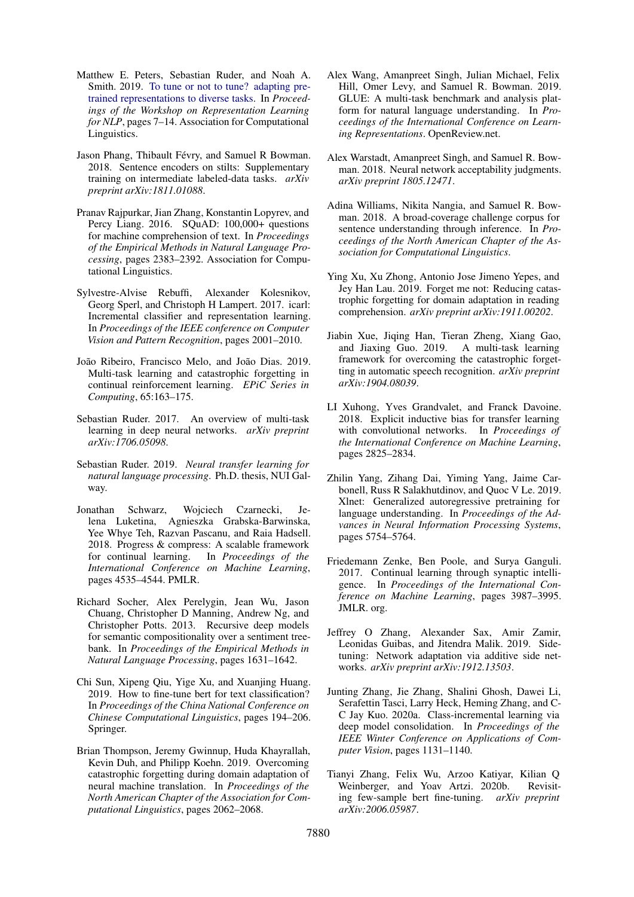Matthew E. Peters, Sebastian Ruder, and Noah A. Smith. 2019. To tune or not to tune? adapting pretrained representations to diverse tasks. In *Proceedings of the Workshop on Representation Learning for NLP*, pages 7–14. Association for Computational Linguistics.

Jason Phang, Thibault Févry, and Samuel R Bowman. 2018. Sentence encoders on stilts: Supplementary training on intermediate labeled-data tasks. *arXiv preprint arXiv:1811.01088*.

Pranav Rajpurkar, Jian Zhang, Konstantin Lopyrev, and Percy Liang. 2016. SQuAD: 100,000+ questions for machine comprehension of text. In *Proceedings of the Empirical Methods in Natural Language Processing*, pages 2383–2392. Association for Computational Linguistics.

Sylvestre-Alvise Rebuffi, Alexander Kolesnikov, Georg Sperl, and Christoph H Lampert. 2017. icarl: Incremental classifier and representation learning. In *Proceedings of the IEEE conference on Computer Vision and Pattern Recognition*, pages 2001–2010.

João Ribeiro, Francisco Melo, and João Dias. 2019. Multi-task learning and catastrophic forgetting in continual reinforcement learning. *EPiC Series in Computing*, 65:163–175.

Sebastian Ruder. 2017. An overview of multi-task learning in deep neural networks. *arXiv preprint arXiv:1706.05098*.

Sebastian Ruder. 2019. *Neural transfer learning for natural language processing*. Ph.D. thesis, NUI Galway.

Jonathan Schwarz, Wojciech Czarnecki, Jelena Luketina, Agnieszka Grabska-Barwinska, Yee Whye Teh, Razvan Pascanu, and Raia Hadsell. 2018. Progress & compress: A scalable framework for continual learning. In *Proceedings of the International Conference on Machine Learning*, pages 4535–4544. PMLR.

Richard Socher, Alex Perelygin, Jean Wu, Jason Chuang, Christopher D Manning, Andrew Ng, and Christopher Potts. 2013. Recursive deep models for semantic compositionality over a sentiment treebank. In *Proceedings of the Empirical Methods in Natural Language Processing*, pages 1631–1642.

Chi Sun, Xipeng Qiu, Yige Xu, and Xuanjing Huang. 2019. How to fine-tune bert for text classification? In *Proceedings of the China National Conference on Chinese Computational Linguistics*, pages 194–206. Springer.

Brian Thompson, Jeremy Gwinnup, Huda Khayrallah, Kevin Duh, and Philipp Koehn. 2019. Overcoming catastrophic forgetting during domain adaptation of neural machine translation. In *Proceedings of the North American Chapter of the Association for Computational Linguistics*, pages 2062–2068.

Alex Wang, Amanpreet Singh, Julian Michael, Felix Hill, Omer Levy, and Samuel R. Bowman. 2019. GLUE: A multi-task benchmark and analysis platform for natural language understanding. In *Proceedings of the International Conference on Learning Representations*. OpenReview.net.

Alex Warstadt, Amanpreet Singh, and Samuel R. Bowman. 2018. Neural network acceptability judgments. *arXiv preprint 1805.12471*.

Adina Williams, Nikita Nangia, and Samuel R. Bowman. 2018. A broad-coverage challenge corpus for sentence understanding through inference. In *Proceedings of the North American Chapter of the Association for Computational Linguistics*.

Ying Xu, Xu Zhong, Antonio Jose Jimeno Yepes, and Jey Han Lau. 2019. Forget me not: Reducing catastrophic forgetting for domain adaptation in reading comprehension. *arXiv preprint arXiv:1911.00202*.

Jiabin Xue, Jiqing Han, Tieran Zheng, Xiang Gao, and Jiaxing Guo. 2019. A multi-task learning framework for overcoming the catastrophic forgetting in automatic speech recognition. *arXiv preprint arXiv:1904.08039*.

LI Xuhong, Yves Grandvalet, and Franck Davoine. 2018. Explicit inductive bias for transfer learning with convolutional networks. In *Proceedings of the International Conference on Machine Learning*, pages 2825–2834.

Zhilin Yang, Zihang Dai, Yiming Yang, Jaime Carbonell, Russ R Salakhutdinov, and Quoc V Le. 2019. Xlnet: Generalized autoregressive pretraining for language understanding. In *Proceedings of the Advances in Neural Information Processing Systems*, pages 5754–5764.

Friedemann Zenke, Ben Poole, and Surya Ganguli. 2017. Continual learning through synaptic intelligence. In *Proceedings of the International Conference on Machine Learning*, pages 3987–3995. JMLR. org.

Jeffrey O Zhang, Alexander Sax, Amir Zamir, Leonidas Guibas, and Jitendra Malik. 2019. Sidetuning: Network adaptation via additive side networks. *arXiv preprint arXiv:1912.13503*.

Junting Zhang, Jie Zhang, Shalini Ghosh, Dawei Li, Serafettin Tasci, Larry Heck, Heming Zhang, and C-C Jay Kuo. 2020a. Class-incremental learning via deep model consolidation. In *Proceedings of the IEEE Winter Conference on Applications of Computer Vision*, pages 1131–1140.

Tianyi Zhang, Felix Wu, Arzoo Katiyar, Kilian Q Weinberger, and Yoav Artzi. 2020b. Revisiting few-sample bert fine-tuning. *arXiv preprint arXiv:2006.05987*.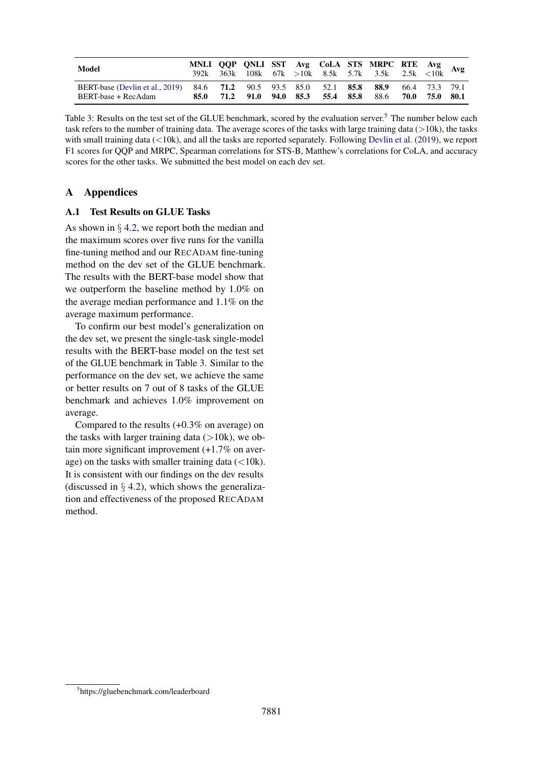| Model | MNLI 392k | QQP 363k | QNLI 108k | SST 67k | Avg >10k | CoLA 8.5k | STS 5.7k | MRPC 3.5k | RTE 2.5k | Avg <10k | Avg |
|---|---|---|---|---|---|---|---|---|---|---|---|
| BERT-base (Devlin et al., 2019) | 84.6 | **71.2** | 90.5 | 93.5 | 85.0 | 52.1 | **85.8** | **88.9** | 66.4 | 73.3 | 79.1 |
| BERT-base + RecAdam | **85.0** | **71.2** | **91.0** | **94.0** | **85.3** | **55.4** | **85.8** | 88.6 | **70.0** | **75.0** | **80.1** |

Table 3: Results on the test set of the GLUE benchmark, scored by the evaluation server.[5] The number below each task refers to the number of training data. The average scores of the tasks with large training data (>10k), the tasks with small training data (<10k), and all the tasks are reported separately. Following Devlin et al. (2019), we report F1 scores for QQP and MRPC, Spearman correlations for STS-B, Matthew's correlations for CoLA, and accuracy scores for the other tasks. We submitted the best model on each dev set.

# A Appendices

## A.1 Test Results on GLUE Tasks

As shown in § 4.2, we report both the median and the maximum scores over five runs for the vanilla fine-tuning method and our RecAdam fine-tuning method on the dev set of the GLUE benchmark. The results with the BERT-base model show that we outperform the baseline method by 1.0% on the average median performance and 1.1% on the average maximum performance.

To confirm our best model's generalization on the dev set, we present the single-task single-model results with the BERT-base model on the test set of the GLUE benchmark in Table 3. Similar to the performance on the dev set, we achieve the same or better results on 7 out of 8 tasks of the GLUE benchmark and achieves 1.0% improvement on average.

Compared to the results (+0.3% on average) on the tasks with larger training data (>10k), we obtain more significant improvement (+1.7% on average) on the tasks with smaller training data (<10k). It is consistent with our findings on the dev results (discussed in § 4.2), which shows the generalization and effectiveness of the proposed RecAdam method.

[5] https://gluebenchmark.com/leaderboard